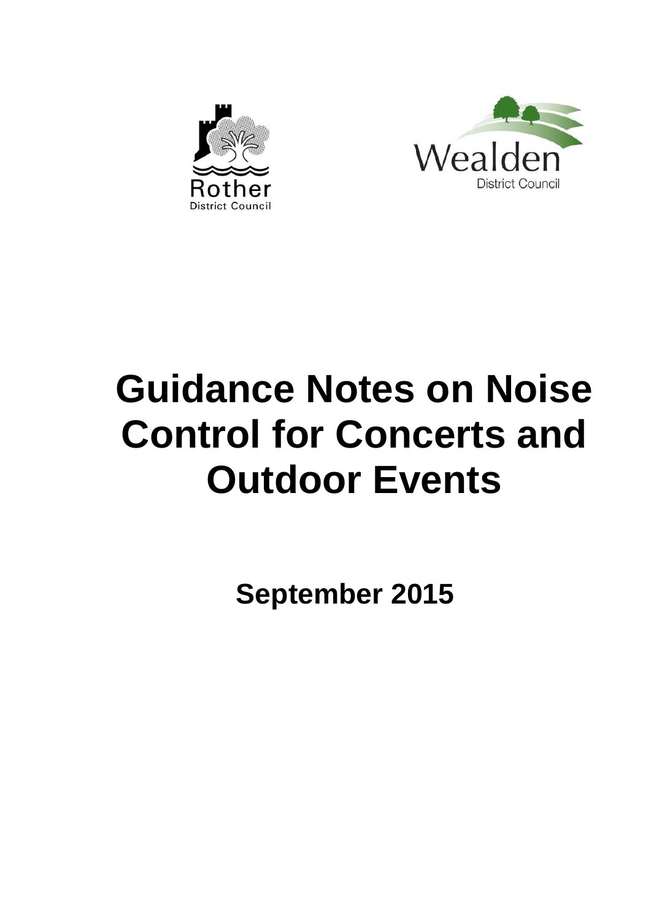Rother District Council

Wealden District Council

# Guidance Notes on Noise Control for Concerts and Outdoor Events

**September 2015**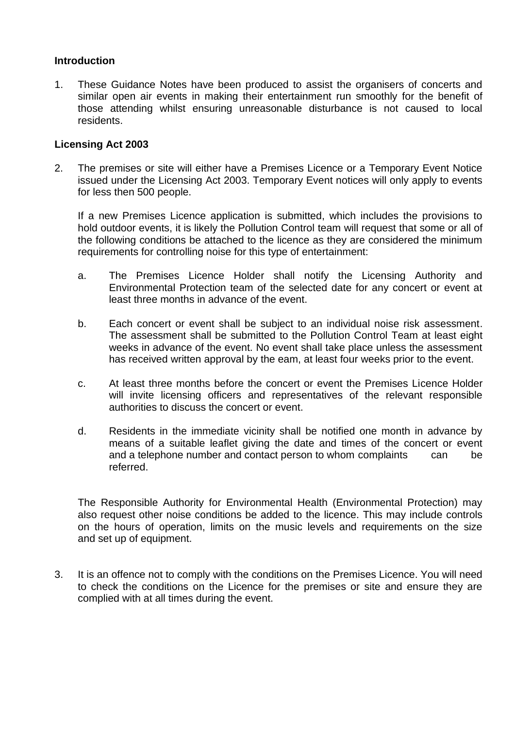**Introduction**

1. These Guidance Notes have been produced to assist the organisers of concerts and similar open air events in making their entertainment run smoothly for the benefit of those attending whilst ensuring unreasonable disturbance is not caused to local residents.

**Licensing Act 2003**

2. The premises or site will either have a Premises Licence or a Temporary Event Notice issued under the Licensing Act 2003. Temporary Event notices will only apply to events for less then 500 people.

   If a new Premises Licence application is submitted, which includes the provisions to hold outdoor events, it is likely the Pollution Control team will request that some or all of the following conditions be attached to the licence as they are considered the minimum requirements for controlling noise for this type of entertainment:

   a. The Premises Licence Holder shall notify the Licensing Authority and Environmental Protection team of the selected date for any concert or event at least three months in advance of the event.

   b. Each concert or event shall be subject to an individual noise risk assessment. The assessment shall be submitted to the Pollution Control Team at least eight weeks in advance of the event. No event shall take place unless the assessment has received written approval by the eam, at least four weeks prior to the event.

   c. At least three months before the concert or event the Premises Licence Holder will invite licensing officers and representatives of the relevant responsible authorities to discuss the concert or event.

   d. Residents in the immediate vicinity shall be notified one month in advance by means of a suitable leaflet giving the date and times of the concert or event and a telephone number and contact person to whom complaints can be referred.

   The Responsible Authority for Environmental Health (Environmental Protection) may also request other noise conditions be added to the licence. This may include controls on the hours of operation, limits on the music levels and requirements on the size and set up of equipment.

3. It is an offence not to comply with the conditions on the Premises Licence. You will need to check the conditions on the Licence for the premises or site and ensure they are complied with at all times during the event.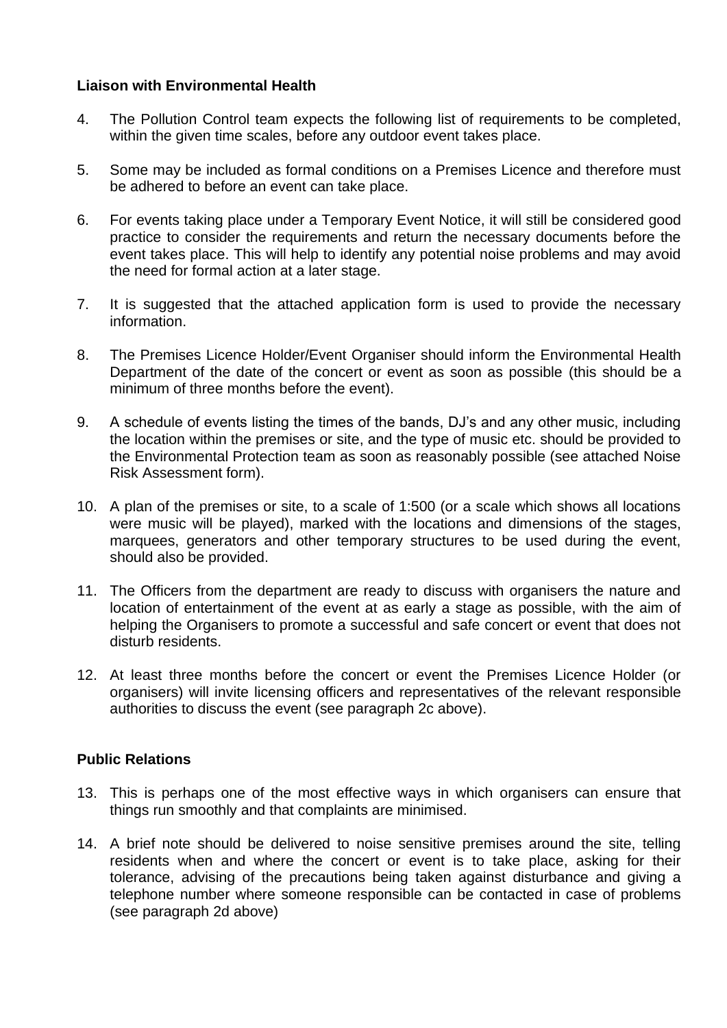**Liaison with Environmental Health**

4. The Pollution Control team expects the following list of requirements to be completed, within the given time scales, before any outdoor event takes place.

5. Some may be included as formal conditions on a Premises Licence and therefore must be adhered to before an event can take place.

6. For events taking place under a Temporary Event Notice, it will still be considered good practice to consider the requirements and return the necessary documents before the event takes place. This will help to identify any potential noise problems and may avoid the need for formal action at a later stage.

7. It is suggested that the attached application form is used to provide the necessary information.

8. The Premises Licence Holder/Event Organiser should inform the Environmental Health Department of the date of the concert or event as soon as possible (this should be a minimum of three months before the event).

9. A schedule of events listing the times of the bands, DJ's and any other music, including the location within the premises or site, and the type of music etc. should be provided to the Environmental Protection team as soon as reasonably possible (see attached Noise Risk Assessment form).

10. A plan of the premises or site, to a scale of 1:500 (or a scale which shows all locations were music will be played), marked with the locations and dimensions of the stages, marquees, generators and other temporary structures to be used during the event, should also be provided.

11. The Officers from the department are ready to discuss with organisers the nature and location of entertainment of the event at as early a stage as possible, with the aim of helping the Organisers to promote a successful and safe concert or event that does not disturb residents.

12. At least three months before the concert or event the Premises Licence Holder (or organisers) will invite licensing officers and representatives of the relevant responsible authorities to discuss the event (see paragraph 2c above).

**Public Relations**

13. This is perhaps one of the most effective ways in which organisers can ensure that things run smoothly and that complaints are minimised.

14. A brief note should be delivered to noise sensitive premises around the site, telling residents when and where the concert or event is to take place, asking for their tolerance, advising of the precautions being taken against disturbance and giving a telephone number where someone responsible can be contacted in case of problems (see paragraph 2d above)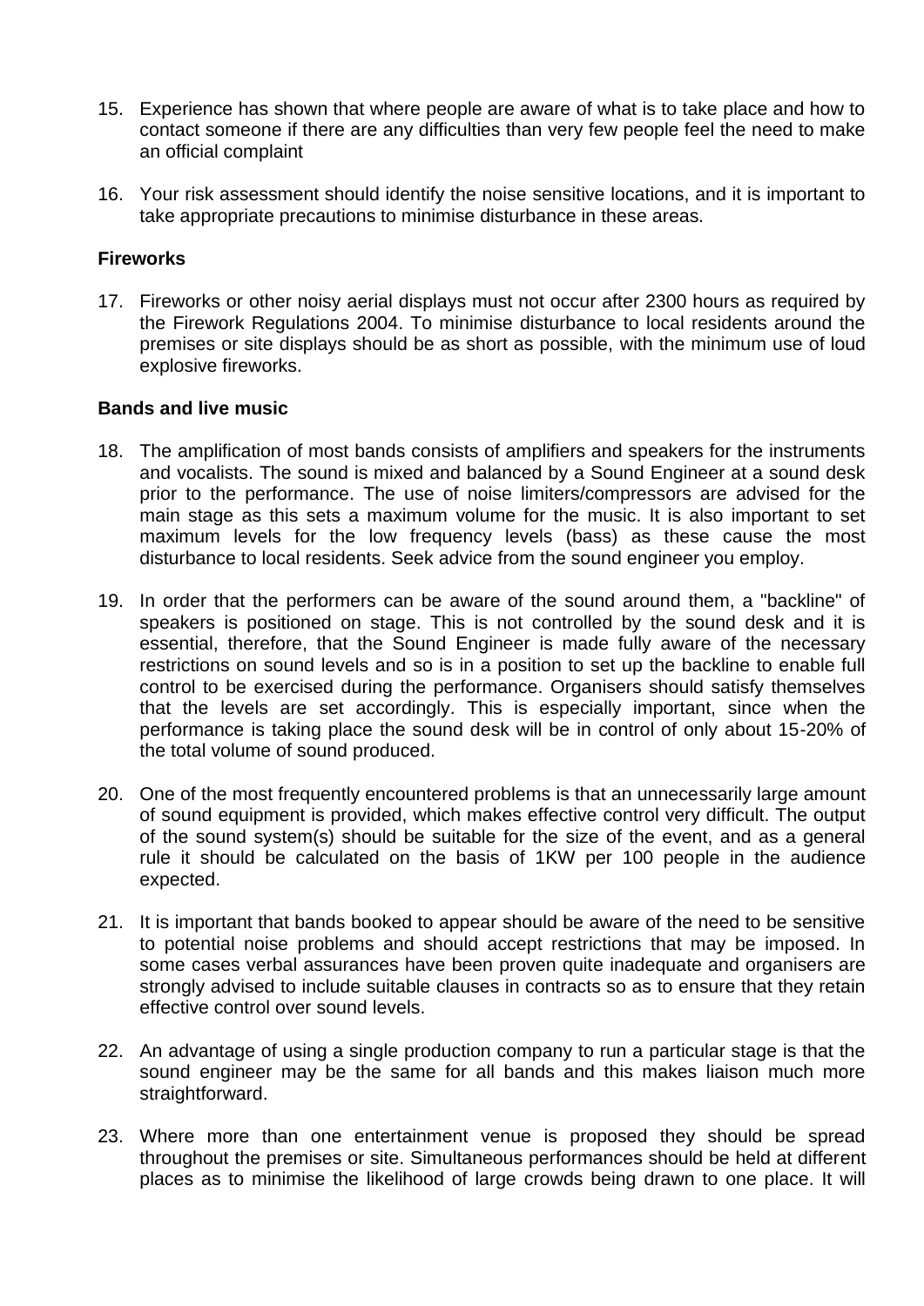15. Experience has shown that where people are aware of what is to take place and how to contact someone if there are any difficulties than very few people feel the need to make an official complaint

16. Your risk assessment should identify the noise sensitive locations, and it is important to take appropriate precautions to minimise disturbance in these areas.

**Fireworks**

17. Fireworks or other noisy aerial displays must not occur after 2300 hours as required by the Firework Regulations 2004. To minimise disturbance to local residents around the premises or site displays should be as short as possible, with the minimum use of loud explosive fireworks.

**Bands and live music**

18. The amplification of most bands consists of amplifiers and speakers for the instruments and vocalists. The sound is mixed and balanced by a Sound Engineer at a sound desk prior to the performance. The use of noise limiters/compressors are advised for the main stage as this sets a maximum volume for the music. It is also important to set maximum levels for the low frequency levels (bass) as these cause the most disturbance to local residents. Seek advice from the sound engineer you employ.

19. In order that the performers can be aware of the sound around them, a "backline" of speakers is positioned on stage. This is not controlled by the sound desk and it is essential, therefore, that the Sound Engineer is made fully aware of the necessary restrictions on sound levels and so is in a position to set up the backline to enable full control to be exercised during the performance. Organisers should satisfy themselves that the levels are set accordingly. This is especially important, since when the performance is taking place the sound desk will be in control of only about 15-20% of the total volume of sound produced.

20. One of the most frequently encountered problems is that an unnecessarily large amount of sound equipment is provided, which makes effective control very difficult. The output of the sound system(s) should be suitable for the size of the event, and as a general rule it should be calculated on the basis of 1KW per 100 people in the audience expected.

21. It is important that bands booked to appear should be aware of the need to be sensitive to potential noise problems and should accept restrictions that may be imposed. In some cases verbal assurances have been proven quite inadequate and organisers are strongly advised to include suitable clauses in contracts so as to ensure that they retain effective control over sound levels.

22. An advantage of using a single production company to run a particular stage is that the sound engineer may be the same for all bands and this makes liaison much more straightforward.

23. Where more than one entertainment venue is proposed they should be spread throughout the premises or site. Simultaneous performances should be held at different places as to minimise the likelihood of large crowds being drawn to one place. It will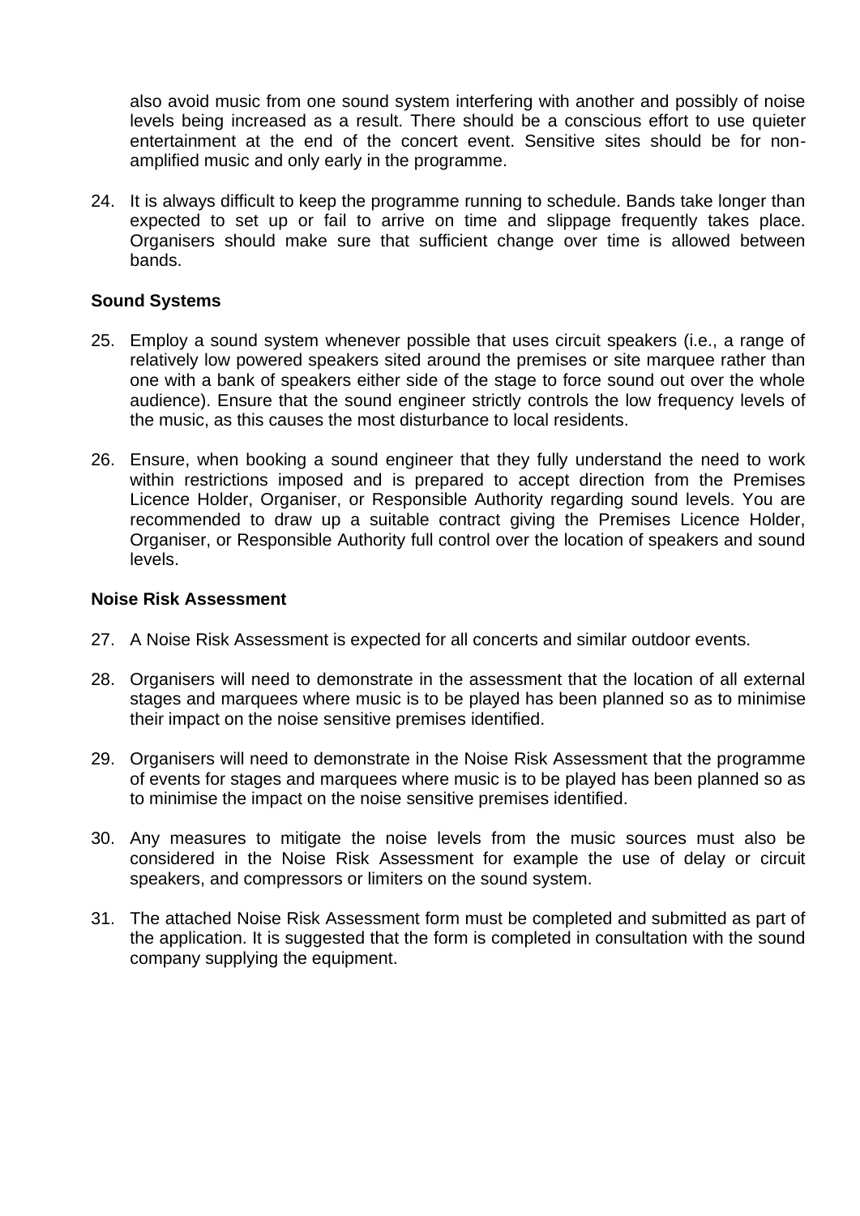also avoid music from one sound system interfering with another and possibly of noise levels being increased as a result. There should be a conscious effort to use quieter entertainment at the end of the concert event. Sensitive sites should be for non-amplified music and only early in the programme.

24. It is always difficult to keep the programme running to schedule. Bands take longer than expected to set up or fail to arrive on time and slippage frequently takes place. Organisers should make sure that sufficient change over time is allowed between bands.

**Sound Systems**

25. Employ a sound system whenever possible that uses circuit speakers (i.e., a range of relatively low powered speakers sited around the premises or site marquee rather than one with a bank of speakers either side of the stage to force sound out over the whole audience). Ensure that the sound engineer strictly controls the low frequency levels of the music, as this causes the most disturbance to local residents.

26. Ensure, when booking a sound engineer that they fully understand the need to work within restrictions imposed and is prepared to accept direction from the Premises Licence Holder, Organiser, or Responsible Authority regarding sound levels. You are recommended to draw up a suitable contract giving the Premises Licence Holder, Organiser, or Responsible Authority full control over the location of speakers and sound levels.

**Noise Risk Assessment**

27. A Noise Risk Assessment is expected for all concerts and similar outdoor events.

28. Organisers will need to demonstrate in the assessment that the location of all external stages and marquees where music is to be played has been planned so as to minimise their impact on the noise sensitive premises identified.

29. Organisers will need to demonstrate in the Noise Risk Assessment that the programme of events for stages and marquees where music is to be played has been planned so as to minimise the impact on the noise sensitive premises identified.

30. Any measures to mitigate the noise levels from the music sources must also be considered in the Noise Risk Assessment for example the use of delay or circuit speakers, and compressors or limiters on the sound system.

31. The attached Noise Risk Assessment form must be completed and submitted as part of the application. It is suggested that the form is completed in consultation with the sound company supplying the equipment.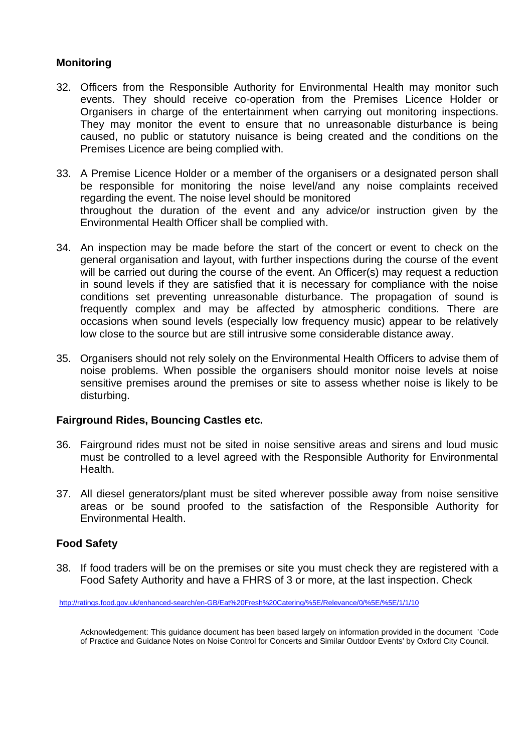### Monitoring

32. Officers from the Responsible Authority for Environmental Health may monitor such events. They should receive co-operation from the Premises Licence Holder or Organisers in charge of the entertainment when carrying out monitoring inspections. They may monitor the event to ensure that no unreasonable disturbance is being caused, no public or statutory nuisance is being created and the conditions on the Premises Licence are being complied with.

33. A Premise Licence Holder or a member of the organisers or a designated person shall be responsible for monitoring the noise level/and any noise complaints received regarding the event. The noise level should be monitored throughout the duration of the event and any advice/or instruction given by the Environmental Health Officer shall be complied with.

34. An inspection may be made before the start of the concert or event to check on the general organisation and layout, with further inspections during the course of the event will be carried out during the course of the event. An Officer(s) may request a reduction in sound levels if they are satisfied that it is necessary for compliance with the noise conditions set preventing unreasonable disturbance. The propagation of sound is frequently complex and may be affected by atmospheric conditions. There are occasions when sound levels (especially low frequency music) appear to be relatively low close to the source but are still intrusive some considerable distance away.

35. Organisers should not rely solely on the Environmental Health Officers to advise them of noise problems. When possible the organisers should monitor noise levels at noise sensitive premises around the premises or site to assess whether noise is likely to be disturbing.

### Fairground Rides, Bouncing Castles etc.

36. Fairground rides must not be sited in noise sensitive areas and sirens and loud music must be controlled to a level agreed with the Responsible Authority for Environmental Health.

37. All diesel generators/plant must be sited wherever possible away from noise sensitive areas or be sound proofed to the satisfaction of the Responsible Authority for Environmental Health.

### Food Safety

38. If food traders will be on the premises or site you must check they are registered with a Food Safety Authority and have a FHRS of 3 or more, at the last inspection. Check

http://ratings.food.gov.uk/enhanced-search/en-GB/Eat%20Fresh%20Catering/%5E/Relevance/0/%5E/%5E/1/1/10

Acknowledgement: This guidance document has been based largely on information provided in the document 'Code of Practice and Guidance Notes on Noise Control for Concerts and Similar Outdoor Events' by Oxford City Council.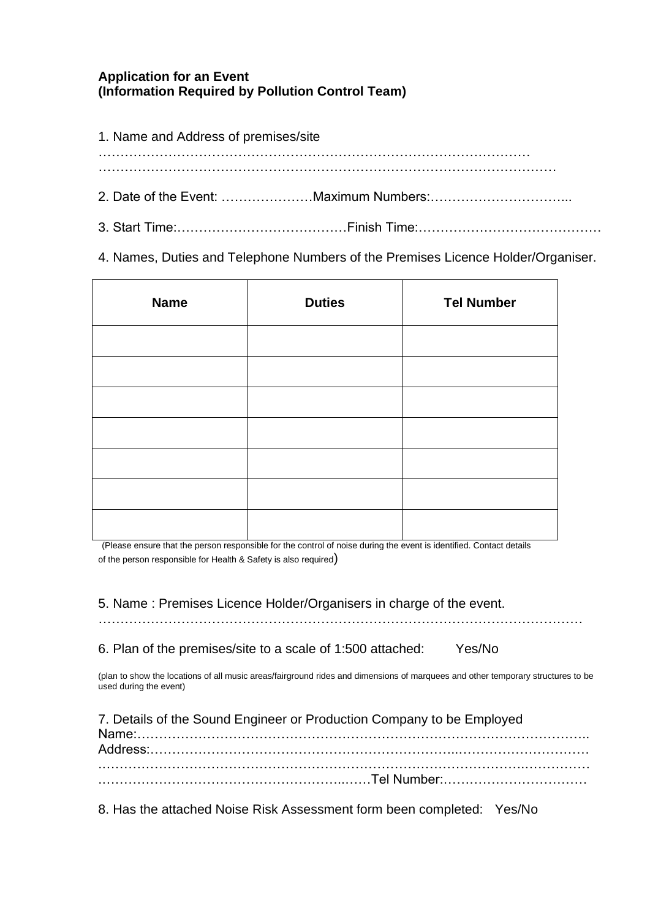**Application for an Event**
**(Information Required by Pollution Control Team)**

1. Name and Address of premises/site
…………………………………………………………………………………………
…………………………………………………………………………………………

2. Date of the Event: …………………Maximum Numbers:…………………………...

3. Start Time:…………………………………Finish Time:……………………………………

4. Names, Duties and Telephone Numbers of the Premises Licence Holder/Organiser.

| Name | Duties | Tel Number |
|---|---|---|
| | | |
| | | |
| | | |
| | | |
| | | |
| | | |
| | | |

(Please ensure that the person responsible for the control of noise during the event is identified. Contact details of the person responsible for Health & Safety is also required)

5. Name : Premises Licence Holder/Organisers in charge of the event.
……………………………………………………………………………………………………

6. Plan of the premises/site to a scale of 1:500 attached: Yes/No

(plan to show the locations of all music areas/fairground rides and dimensions of marquees and other temporary structures to be used during the event)

7. Details of the Sound Engineer or Production Company to be Employed
Name:…………………………………………………………………………………………..
Address:………………………………………………………………...…………………………
……………………………………………………………………………………….……………
………………………………………………...……Tel Number:……………………………

8. Has the attached Noise Risk Assessment form been completed: Yes/No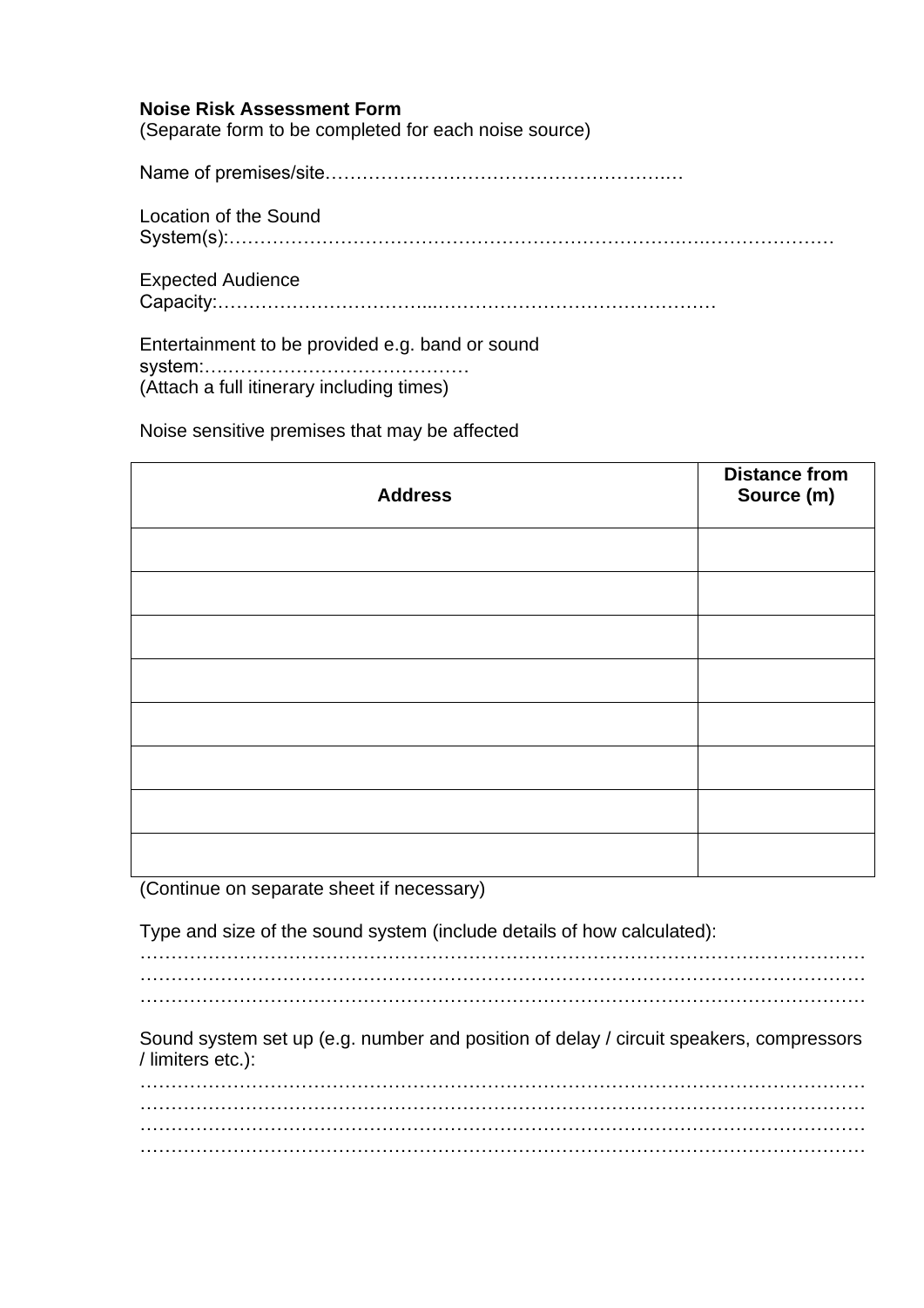**Noise Risk Assessment Form**
(Separate form to be completed for each noise source)

Name of premises/site………………………………………………….…

Location of the Sound System(s):……………………………………………………………….…………………

Expected Audience Capacity:……………………………...………………………………………

Entertainment to be provided e.g. band or sound system:…..…………………………………
(Attach a full itinerary including times)

Noise sensitive premises that may be affected

| Address | Distance from Source (m) |
|---|---|
| | |
| | |
| | |
| | |
| | |
| | |
| | |
| | |

(Continue on separate sheet if necessary)

Type and size of the sound system (include details of how calculated):
…………………………………………………………………………………………………………
…………………………………………………………………………………………………………
…………………………………………………………………………………………………………

Sound system set up (e.g. number and position of delay / circuit speakers, compressors / limiters etc.):
…………………………………………………………………………………………………………
…………………………………………………………………………………………………………
…………………………………………………………………………………………………………
…………………………………………………………………………………………………………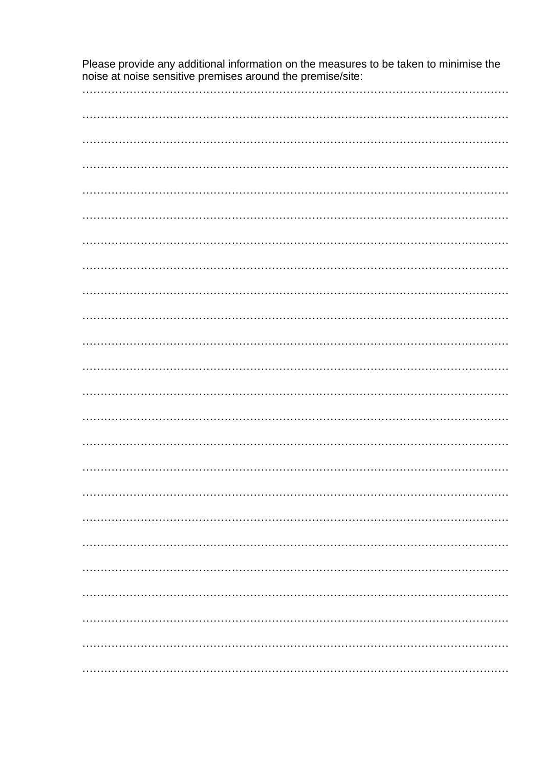Please provide any additional information on the measures to be taken to minimise the noise at noise sensitive premises around the premise/site:

……………………………………………………………………………………………………………

……………………………………………………………………………………………………………

……………………………………………………………………………………………………………

……………………………………………………………………………………………………………

……………………………………………………………………………………………………………

……………………………………………………………………………………………………………

……………………………………………………………………………………………………………

……………………………………………………………………………………………………………

……………………………………………………………………………………………………………

……………………………………………………………………………………………………………

……………………………………………………………………………………………………………

……………………………………………………………………………………………………………

……………………………………………………………………………………………………………

……………………………………………………………………………………………………………

……………………………………………………………………………………………………………

……………………………………………………………………………………………………………

……………………………………………………………………………………………………………

……………………………………………………………………………………………………………

……………………………………………………………………………………………………………

……………………………………………………………………………………………………………

……………………………………………………………………………………………………………

……………………………………………………………………………………………………………

……………………………………………………………………………………………………………

……………………………………………………………………………………………………………